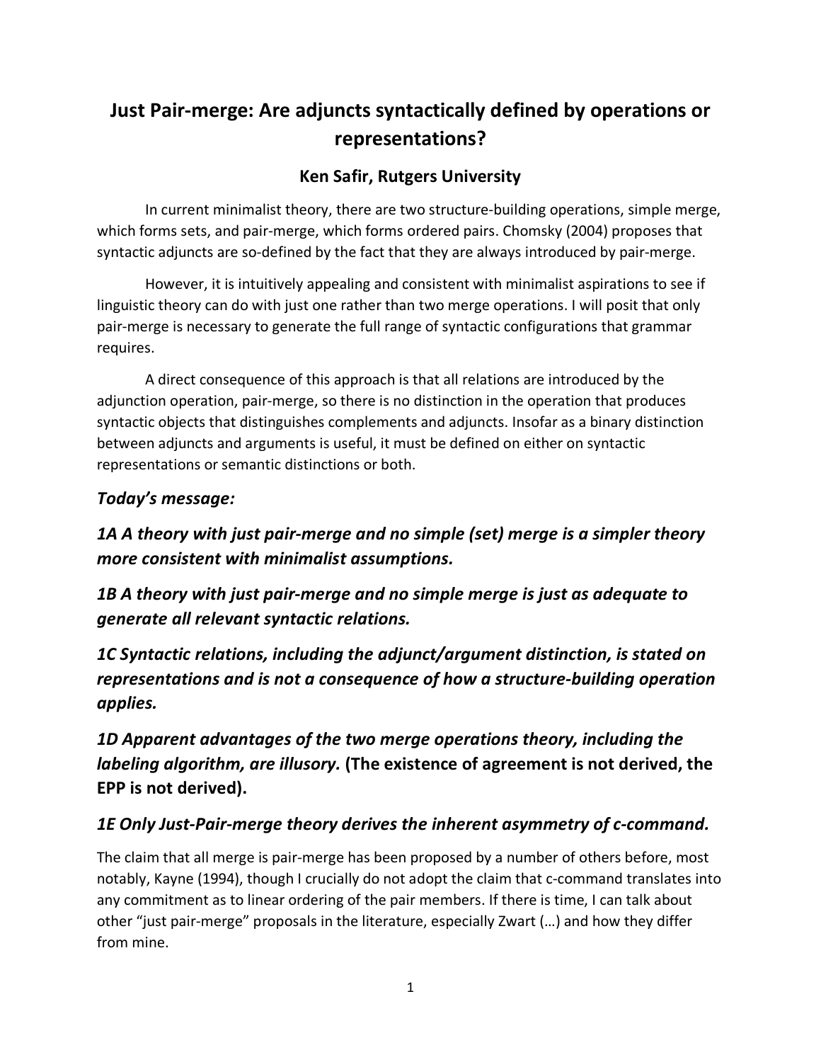# Just Pair-merge: Are adjuncts syntactically defined by operations or representations?

## Ken Safir, Rutgers University

In current minimalist theory, there are two structure-building operations, simple merge, which forms sets, and pair-merge, which forms ordered pairs. Chomsky (2004) proposes that syntactic adjuncts are so-defined by the fact that they are always introduced by pair-merge.

However, it is intuitively appealing and consistent with minimalist aspirations to see if linguistic theory can do with just one rather than two merge operations. I will posit that only pair-merge is necessary to generate the full range of syntactic configurations that grammar requires.

A direct consequence of this approach is that all relations are introduced by the adjunction operation, pair-merge, so there is no distinction in the operation that produces syntactic objects that distinguishes complements and adjuncts. Insofar as a binary distinction between adjuncts and arguments is useful, it must be defined on either on syntactic representations or semantic distinctions or both.

### *Today's message:*

### *1A A theory with just pair-merge and no simple (set) merge is a simpler theory more consistent with minimalist assumptions.*

### *1B A theory with just pair-merge and no simple merge is just as adequate to generate all relevant syntactic relations.*

### *1C Syntactic relations, including the adjunct/argument distinction, is stated on representations and is not a consequence of how a structure-building operation applies.*

### *1D Apparent advantages of the two merge operations theory, including the labeling algorithm, are illusory.* (The existence of agreement is not derived, the EPP is not derived).

### *1E Only Just-Pair-merge theory derives the inherent asymmetry of c-command.*

The claim that all merge is pair-merge has been proposed by a number of others before, most notably, Kayne (1994), though I crucially do not adopt the claim that c-command translates into any commitment as to linear ordering of the pair members. If there is time, I can talk about other "just pair-merge" proposals in the literature, especially Zwart (…) and how they differ from mine.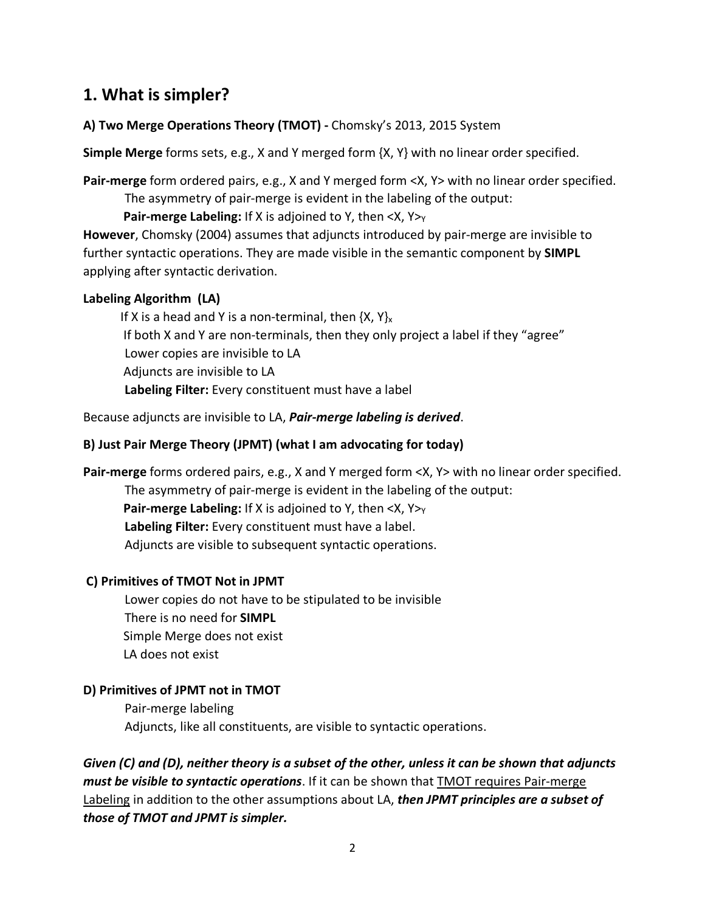## 1. What is simpler?

**A) Two Merge Operations Theory (TMOT) -** Chomsky's 2013, 2015 System

**Simple Merge** forms sets, e.g., X and Y merged form {X, Y} with no linear order specified.

**Pair-merge** form ordered pairs, e.g., X and Y merged form <X, Y> with no linear order specified.
The asymmetry of pair-merge is evident in the labeling of the output:
**Pair-merge Labeling:** If X is adjoined to Y, then $\langle X, Y\rangle_Y$

**However**, Chomsky (2004) assumes that adjuncts introduced by pair-merge are invisible to further syntactic operations. They are made visible in the semantic component by **SIMPL** applying after syntactic derivation.

**Labeling Algorithm (LA)**

If X is a head and Y is a non-terminal, then $\{X, Y\}_x$
If both X and Y are non-terminals, then they only project a label if they "agree"
Lower copies are invisible to LA
Adjuncts are invisible to LA
**Labeling Filter:** Every constituent must have a label

Because adjuncts are invisible to LA, ***Pair-merge labeling is derived***.

**B) Just Pair Merge Theory (JPMT) (what I am advocating for today)**

**Pair-merge** forms ordered pairs, e.g., X and Y merged form <X, Y> with no linear order specified.
The asymmetry of pair-merge is evident in the labeling of the output:
**Pair-merge Labeling:** If X is adjoined to Y, then $\langle X, Y\rangle_Y$
**Labeling Filter:** Every constituent must have a label.
Adjuncts are visible to subsequent syntactic operations.

**C) Primitives of TMOT Not in JPMT**

Lower copies do not have to be stipulated to be invisible
There is no need for **SIMPL**
Simple Merge does not exist
LA does not exist

**D) Primitives of JPMT not in TMOT**

Pair-merge labeling
Adjuncts, like all constituents, are visible to syntactic operations.

***Given (C) and (D), neither theory is a subset of the other, unless it can be shown that adjuncts must be visible to syntactic operations***. If it can be shown that <u>TMOT requires Pair-merge Labeling</u> in addition to the other assumptions about LA, ***then JPMT principles are a subset of those of TMOT and JPMT is simpler.***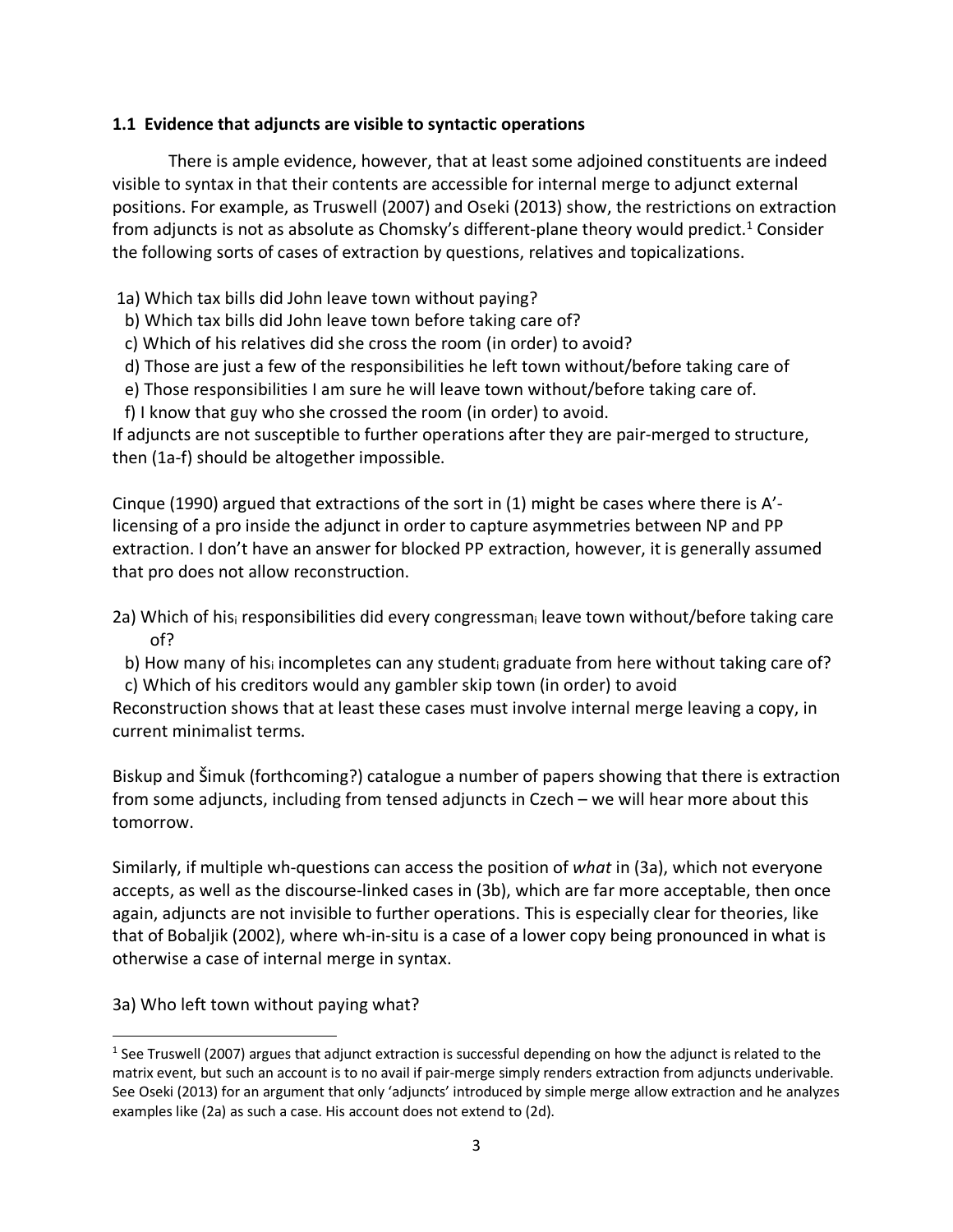### 1.1 Evidence that adjuncts are visible to syntactic operations

There is ample evidence, however, that at least some adjoined constituents are indeed visible to syntax in that their contents are accessible for internal merge to adjunct external positions. For example, as Truswell (2007) and Oseki (2013) show, the restrictions on extraction from adjuncts is not as absolute as Chomsky's different-plane theory would predict.[1] Consider the following sorts of cases of extraction by questions, relatives and topicalizations.

1a) Which tax bills did John leave town without paying?
  b) Which tax bills did John leave town before taking care of?
  c) Which of his relatives did she cross the room (in order) to avoid?
  d) Those are just a few of the responsibilities he left town without/before taking care of
  e) Those responsibilities I am sure he will leave town without/before taking care of.
  f) I know that guy who she crossed the room (in order) to avoid.

If adjuncts are not susceptible to further operations after they are pair-merged to structure, then (1a-f) should be altogether impossible.

Cinque (1990) argued that extractions of the sort in (1) might be cases where there is A'-licensing of a pro inside the adjunct in order to capture asymmetries between NP and PP extraction. I don't have an answer for blocked PP extraction, however, it is generally assumed that pro does not allow reconstruction.

2a) Which of his$_i$ responsibilities did every congressman$_i$ leave town without/before taking care of?
  b) How many of his$_i$ incompletes can any student$_i$ graduate from here without taking care of?
  c) Which of his creditors would any gambler skip town (in order) to avoid

Reconstruction shows that at least these cases must involve internal merge leaving a copy, in current minimalist terms.

Biskup and Šimuk (forthcoming?) catalogue a number of papers showing that there is extraction from some adjuncts, including from tensed adjuncts in Czech – we will hear more about this tomorrow.

Similarly, if multiple wh-questions can access the position of *what* in (3a), which not everyone accepts, as well as the discourse-linked cases in (3b), which are far more acceptable, then once again, adjuncts are not invisible to further operations. This is especially clear for theories, like that of Bobaljik (2002), where wh-in-situ is a case of a lower copy being pronounced in what is otherwise a case of internal merge in syntax.

3a) Who left town without paying what?

---

[1] See Truswell (2007) argues that adjunct extraction is successful depending on how the adjunct is related to the matrix event, but such an account is to no avail if pair-merge simply renders extraction from adjuncts underivable. See Oseki (2013) for an argument that only 'adjuncts' introduced by simple merge allow extraction and he analyzes examples like (2a) as such a case. His account does not extend to (2d).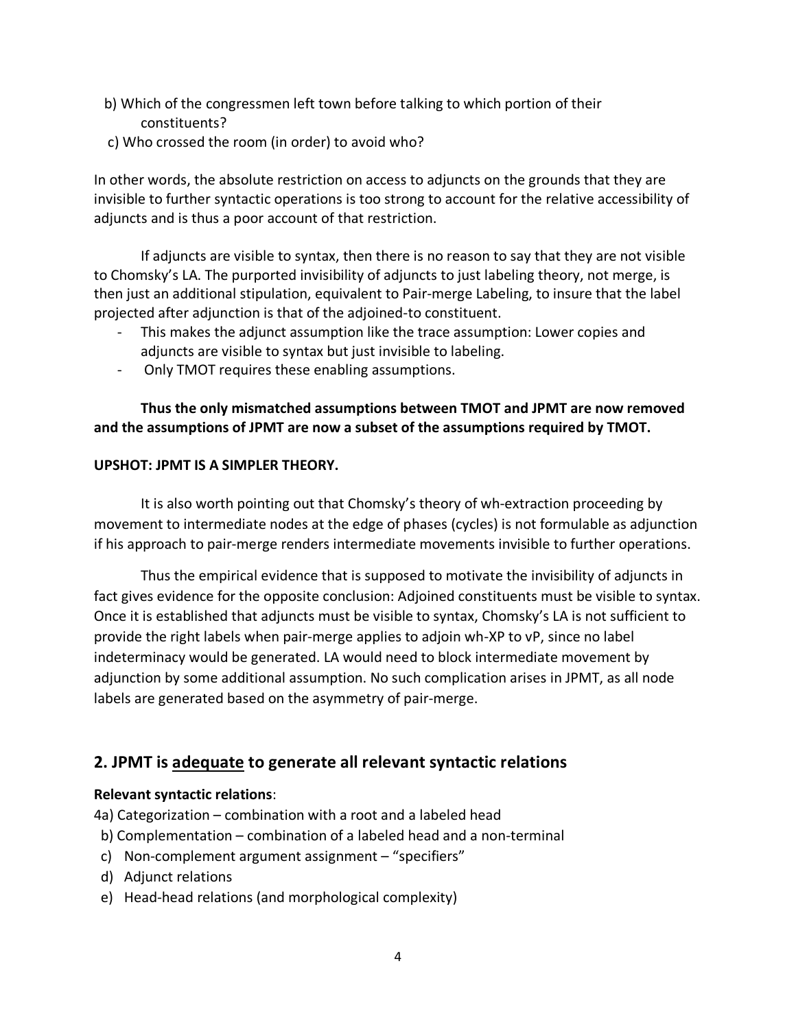b) Which of the congressmen left town before talking to which portion of their constituents?
c) Who crossed the room (in order) to avoid who?

In other words, the absolute restriction on access to adjuncts on the grounds that they are invisible to further syntactic operations is too strong to account for the relative accessibility of adjuncts and is thus a poor account of that restriction.

If adjuncts are visible to syntax, then there is no reason to say that they are not visible to Chomsky's LA. The purported invisibility of adjuncts to just labeling theory, not merge, is then just an additional stipulation, equivalent to Pair-merge Labeling, to insure that the label projected after adjunction is that of the adjoined-to constituent.

- This makes the adjunct assumption like the trace assumption: Lower copies and adjuncts are visible to syntax but just invisible to labeling.
- Only TMOT requires these enabling assumptions.

**Thus the only mismatched assumptions between TMOT and JPMT are now removed and the assumptions of JPMT are now a subset of the assumptions required by TMOT.**

**UPSHOT: JPMT IS A SIMPLER THEORY.**

It is also worth pointing out that Chomsky's theory of wh-extraction proceeding by movement to intermediate nodes at the edge of phases (cycles) is not formulable as adjunction if his approach to pair-merge renders intermediate movements invisible to further operations.

Thus the empirical evidence that is supposed to motivate the invisibility of adjuncts in fact gives evidence for the opposite conclusion: Adjoined constituents must be visible to syntax. Once it is established that adjuncts must be visible to syntax, Chomsky's LA is not sufficient to provide the right labels when pair-merge applies to adjoin wh-XP to vP, since no label indeterminacy would be generated. LA would need to block intermediate movement by adjunction by some additional assumption. No such complication arises in JPMT, as all node labels are generated based on the asymmetry of pair-merge.

## 2. JPMT is <u>adequate</u> to generate all relevant syntactic relations

**Relevant syntactic relations**:

4a) Categorization – combination with a root and a labeled head
b) Complementation – combination of a labeled head and a non-terminal
c) Non-complement argument assignment – "specifiers"
d) Adjunct relations
e) Head-head relations (and morphological complexity)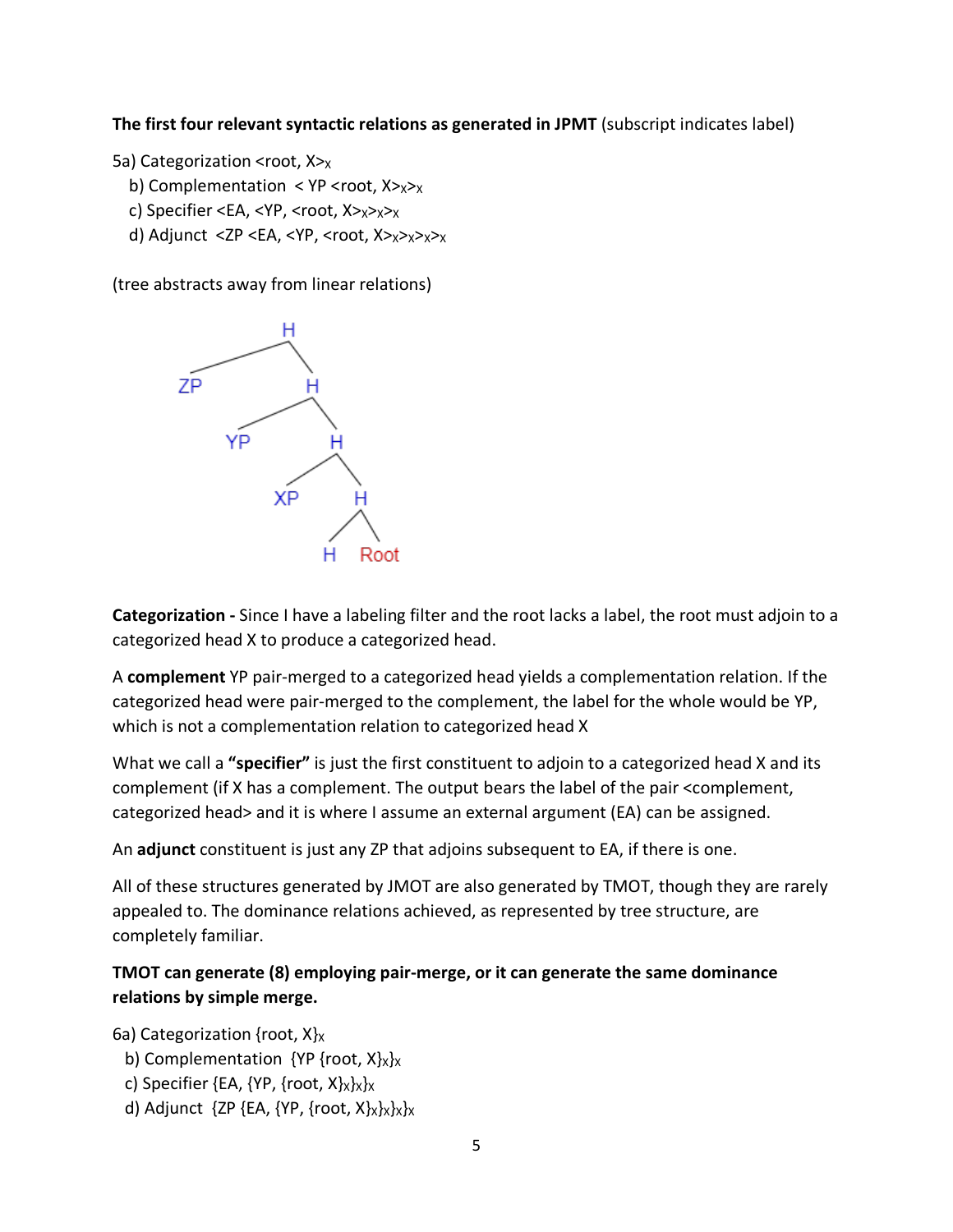**The first four relevant syntactic relations as generated in JPMT** (subscript indicates label)

5a) Categorization $<\text{root, X}>_X$
  b) Complementation $<\text{YP} <\text{root, X}>_X>_X$
  c) Specifier $<\text{EA}, <\text{YP}, <\text{root, X}>_X>_X>_X$
  d) Adjunct $<\text{ZP} <\text{EA}, <\text{YP}, <\text{root, X}>_X>_X>_X>_X$

(tree abstracts away from linear relations)

H
ZP
H
YP
H
XP
H
H
Root

**Categorization -** Since I have a labeling filter and the root lacks a label, the root must adjoin to a categorized head X to produce a categorized head.

A **complement** YP pair-merged to a categorized head yields a complementation relation. If the categorized head were pair-merged to the complement, the label for the whole would be YP, which is not a complementation relation to categorized head X

What we call a **"specifier"** is just the first constituent to adjoin to a categorized head X and its complement (if X has a complement. The output bears the label of the pair <complement, categorized head> and it is where I assume an external argument (EA) can be assigned.

An **adjunct** constituent is just any ZP that adjoins subsequent to EA, if there is one.

All of these structures generated by JMOT are also generated by TMOT, though they are rarely appealed to. The dominance relations achieved, as represented by tree structure, are completely familiar.

**TMOT can generate (8) employing pair-merge, or it can generate the same dominance relations by simple merge.**

6a) Categorization $\{\text{root, X}\}_X$
  b) Complementation $\{\text{YP} \{\text{root, X}\}_X\}_X$
  c) Specifier $\{\text{EA}, \{\text{YP}, \{\text{root, X}\}_X\}_X\}_X$
  d) Adjunct $\{\text{ZP} \{\text{EA}, \{\text{YP}, \{\text{root, X}\}_X\}_X\}_X\}_X$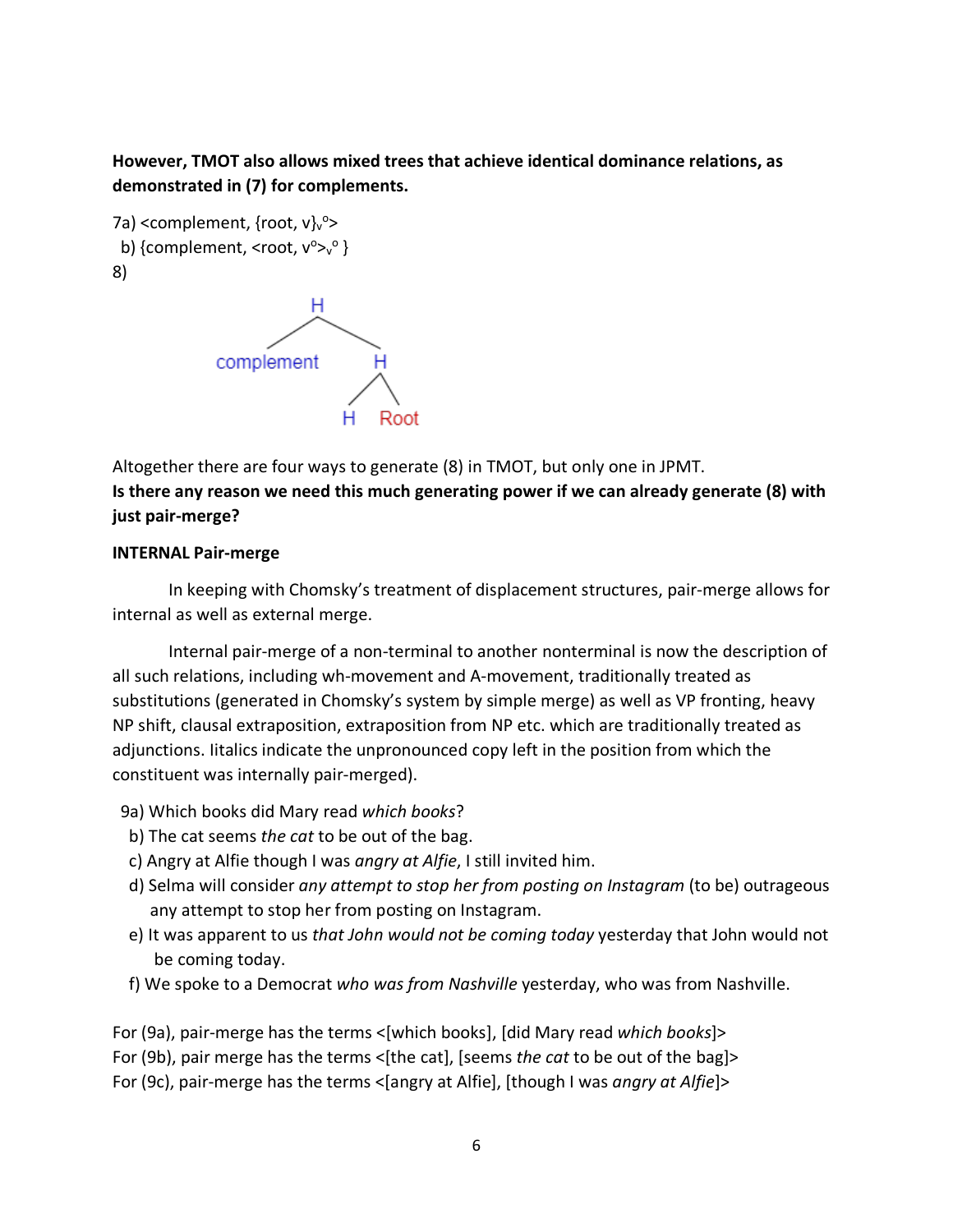**However, TMOT also allows mixed trees that achieve identical dominance relations, as demonstrated in (7) for complements.**

7a) <complement, {root, v}$_{v^o}$>

b) {complement, <root, v$^o$>$_{v^o}$ }

8)

H
complement H
H Root

Altogether there are four ways to generate (8) in TMOT, but only one in JPMT.

**Is there any reason we need this much generating power if we can already generate (8) with just pair-merge?**

**INTERNAL Pair-merge**

In keeping with Chomsky's treatment of displacement structures, pair-merge allows for internal as well as external merge.

Internal pair-merge of a non-terminal to another nonterminal is now the description of all such relations, including wh-movement and A-movement, traditionally treated as substitutions (generated in Chomsky's system by simple merge) as well as VP fronting, heavy NP shift, clausal extraposition, extraposition from NP etc. which are traditionally treated as adjunctions. Iitalics indicate the unpronounced copy left in the position from which the constituent was internally pair-merged).

9a) Which books did Mary read *which books*?

b) The cat seems *the cat* to be out of the bag.

c) Angry at Alfie though I was *angry at Alfie*, I still invited him.

d) Selma will consider *any attempt to stop her from posting on Instagram* (to be) outrageous any attempt to stop her from posting on Instagram.

e) It was apparent to us *that John would not be coming today* yesterday that John would not be coming today.

f) We spoke to a Democrat *who was from Nashville* yesterday, who was from Nashville.

For (9a), pair-merge has the terms <[which books], [did Mary read *which books*]>

For (9b), pair merge has the terms <[the cat], [seems *the cat* to be out of the bag]>

For (9c), pair-merge has the terms <[angry at Alfie], [though I was *angry at Alfie*]>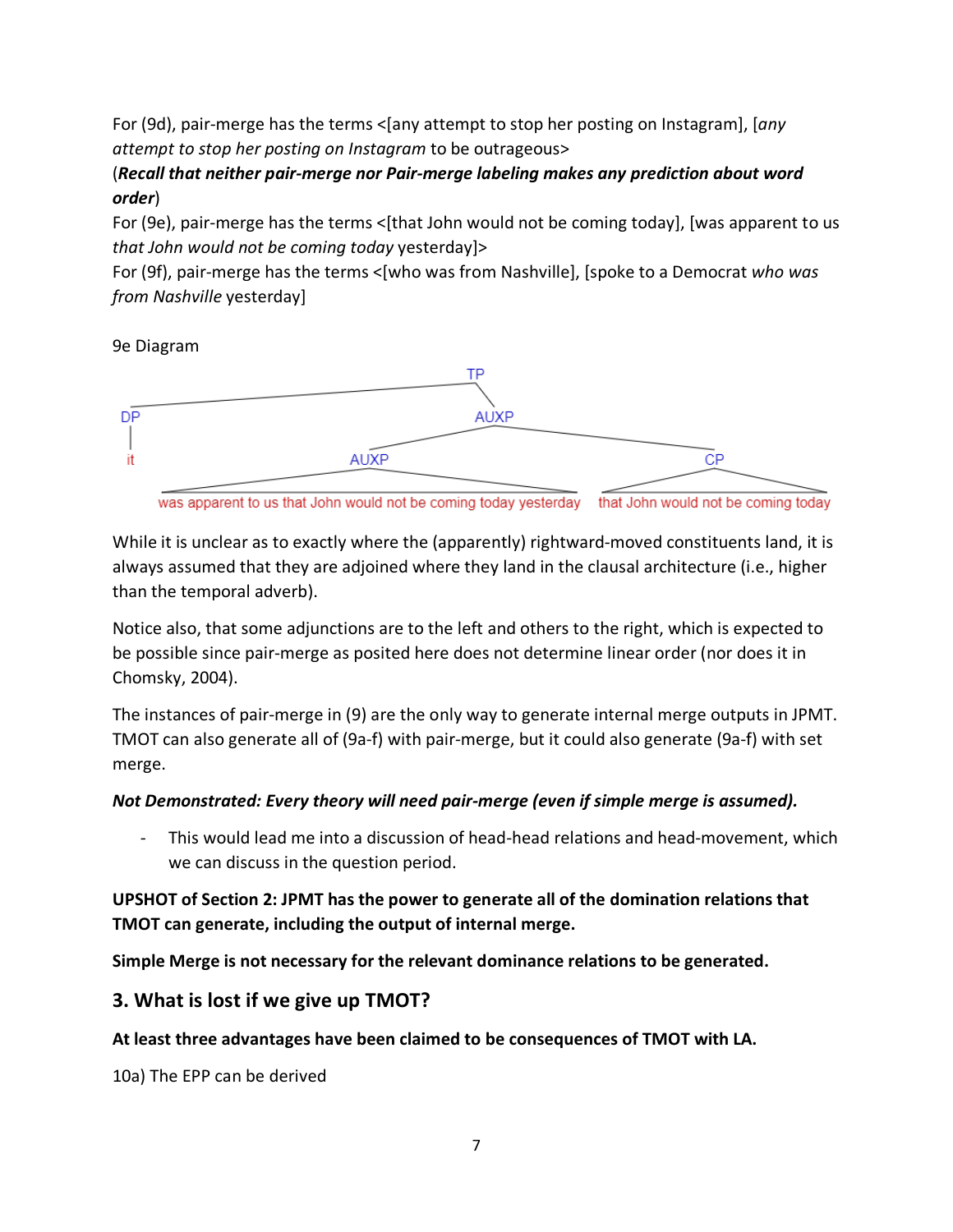For (9d), pair-merge has the terms <[any attempt to stop her posting on Instagram], [*any attempt to stop her posting on Instagram* to be outrageous>

(***Recall that neither pair-merge nor Pair-merge labeling makes any prediction about word order***)

For (9e), pair-merge has the terms <[that John would not be coming today], [was apparent to us *that John would not be coming today* yesterday]>

For (9f), pair-merge has the terms <[who was from Nashville], [spoke to a Democrat *who was from Nashville* yesterday]

9e Diagram

```
TP
├── DP
│   └── it
└── AUXP
    ├── AUXP
    │   └── was apparent to us that John would not be coming today yesterday
    └── CP
        └── that John would not be coming today
```

While it is unclear as to exactly where the (apparently) rightward-moved constituents land, it is always assumed that they are adjoined where they land in the clausal architecture (i.e., higher than the temporal adverb).

Notice also, that some adjunctions are to the left and others to the right, which is expected to be possible since pair-merge as posited here does not determine linear order (nor does it in Chomsky, 2004).

The instances of pair-merge in (9) are the only way to generate internal merge outputs in JPMT. TMOT can also generate all of (9a-f) with pair-merge, but it could also generate (9a-f) with set merge.

***Not Demonstrated: Every theory will need pair-merge (even if simple merge is assumed).***

- This would lead me into a discussion of head-head relations and head-movement, which we can discuss in the question period.

**UPSHOT of Section 2: JPMT has the power to generate all of the domination relations that TMOT can generate, including the output of internal merge.**

**Simple Merge is not necessary for the relevant dominance relations to be generated.**

## 3. What is lost if we give up TMOT?

**At least three advantages have been claimed to be consequences of TMOT with LA.**

10a) The EPP can be derived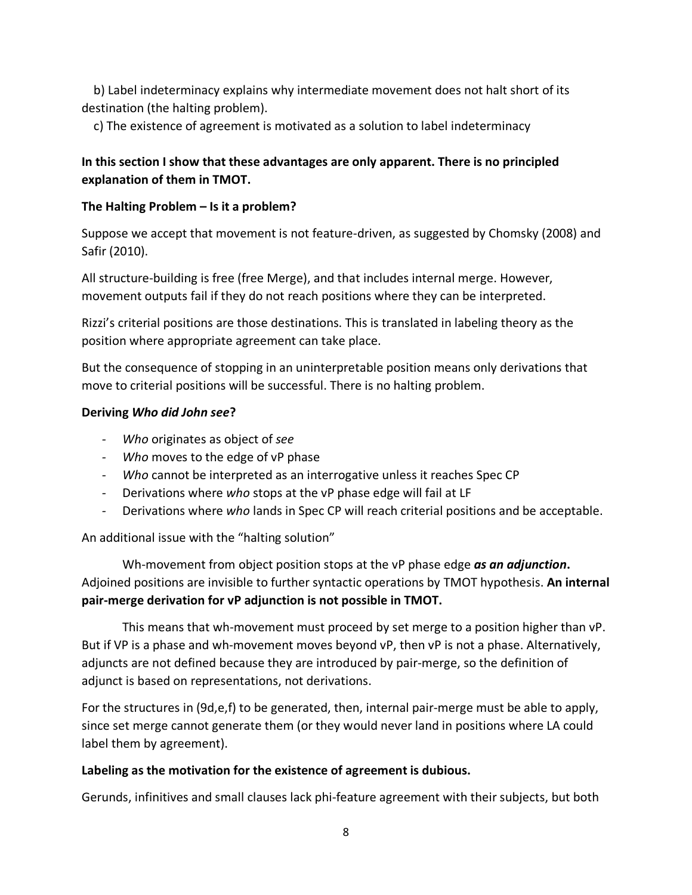b) Label indeterminacy explains why intermediate movement does not halt short of its destination (the halting problem).

c) The existence of agreement is motivated as a solution to label indeterminacy

**In this section I show that these advantages are only apparent. There is no principled explanation of them in TMOT.**

**The Halting Problem – Is it a problem?**

Suppose we accept that movement is not feature-driven, as suggested by Chomsky (2008) and Safir (2010).

All structure-building is free (free Merge), and that includes internal merge. However, movement outputs fail if they do not reach positions where they can be interpreted.

Rizzi's criterial positions are those destinations. This is translated in labeling theory as the position where appropriate agreement can take place.

But the consequence of stopping in an uninterpretable position means only derivations that move to criterial positions will be successful. There is no halting problem.

**Deriving *Who did John see*?**

- *Who* originates as object of *see*
- *Who* moves to the edge of vP phase
- *Who* cannot be interpreted as an interrogative unless it reaches Spec CP
- Derivations where *who* stops at the vP phase edge will fail at LF
- Derivations where *who* lands in Spec CP will reach criterial positions and be acceptable.

An additional issue with the "halting solution"

Wh-movement from object position stops at the vP phase edge ***as an adjunction*.** Adjoined positions are invisible to further syntactic operations by TMOT hypothesis. **An internal pair-merge derivation for vP adjunction is not possible in TMOT.**

This means that wh-movement must proceed by set merge to a position higher than vP. But if VP is a phase and wh-movement moves beyond vP, then vP is not a phase. Alternatively, adjuncts are not defined because they are introduced by pair-merge, so the definition of adjunct is based on representations, not derivations.

For the structures in (9d,e,f) to be generated, then, internal pair-merge must be able to apply, since set merge cannot generate them (or they would never land in positions where LA could label them by agreement).

**Labeling as the motivation for the existence of agreement is dubious.**

Gerunds, infinitives and small clauses lack phi-feature agreement with their subjects, but both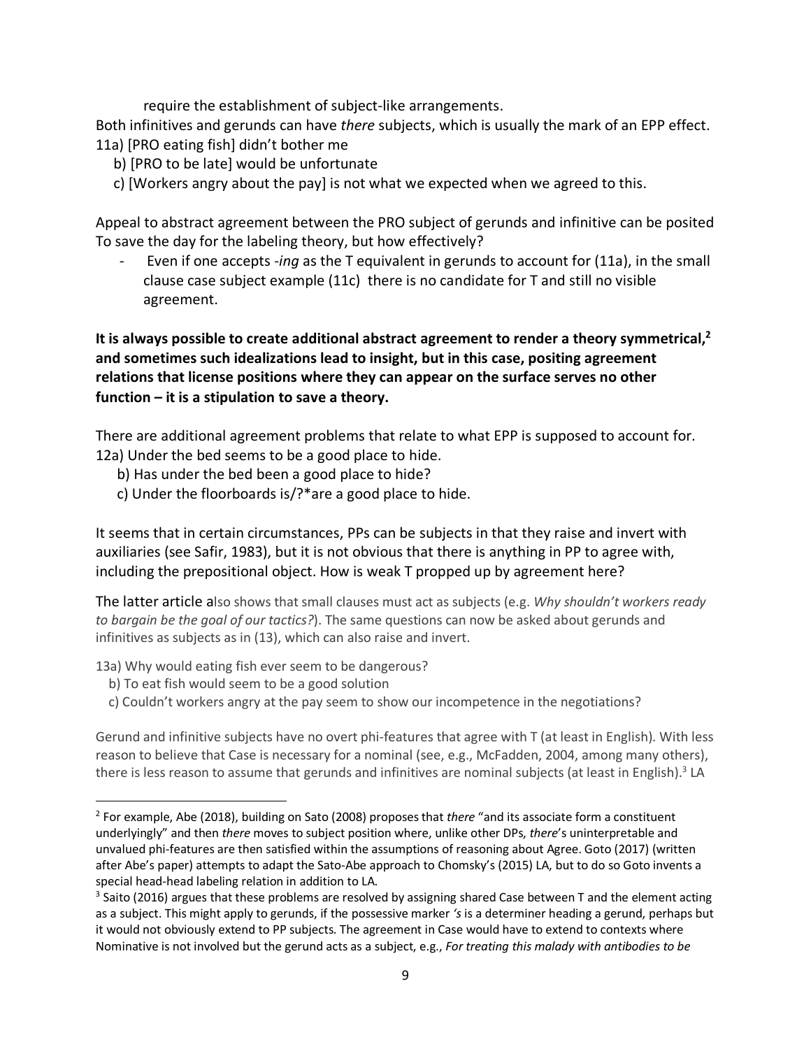require the establishment of subject-like arrangements.

Both infinitives and gerunds can have *there* subjects, which is usually the mark of an EPP effect.

11a) [PRO eating fish] didn't bother me
 b) [PRO to be late] would be unfortunate
 c) [Workers angry about the pay] is not what we expected when we agreed to this.

Appeal to abstract agreement between the PRO subject of gerunds and infinitive can be posited To save the day for the labeling theory, but how effectively?

- Even if one accepts *-ing* as the T equivalent in gerunds to account for (11a), in the small clause case subject example (11c) there is no candidate for T and still no visible agreement.

**It is always possible to create additional abstract agreement to render a theory symmetrical,[2] and sometimes such idealizations lead to insight, but in this case, positing agreement relations that license positions where they can appear on the surface serves no other function – it is a stipulation to save a theory.**

There are additional agreement problems that relate to what EPP is supposed to account for.

12a) Under the bed seems to be a good place to hide.
 b) Has under the bed been a good place to hide?
 c) Under the floorboards is/?*are a good place to hide.

It seems that in certain circumstances, PPs can be subjects in that they raise and invert with auxiliaries (see Safir, 1983), but it is not obvious that there is anything in PP to agree with, including the prepositional object. How is weak T propped up by agreement here?

The latter article also shows that small clauses must act as subjects (e.g. *Why shouldn't workers ready to bargain be the goal of our tactics?*). The same questions can now be asked about gerunds and infinitives as subjects as in (13), which can also raise and invert.

13a) Why would eating fish ever seem to be dangerous?
 b) To eat fish would seem to be a good solution
 c) Couldn't workers angry at the pay seem to show our incompetence in the negotiations?

Gerund and infinitive subjects have no overt phi-features that agree with T (at least in English). With less reason to believe that Case is necessary for a nominal (see, e.g., McFadden, 2004, among many others), there is less reason to assume that gerunds and infinitives are nominal subjects (at least in English).[3] LA

---

[2] For example, Abe (2018), building on Sato (2008) proposes that *there* "and its associate form a constituent underlyingly" and then *there* moves to subject position where, unlike other DPs, *there*'s uninterpretable and unvalued phi-features are then satisfied within the assumptions of reasoning about Agree. Goto (2017) (written after Abe's paper) attempts to adapt the Sato-Abe approach to Chomsky's (2015) LA, but to do so Goto invents a special head-head labeling relation in addition to LA.

[3] Saito (2016) argues that these problems are resolved by assigning shared Case between T and the element acting as a subject. This might apply to gerunds, if the possessive marker *'s* is a determiner heading a gerund, perhaps but it would not obviously extend to PP subjects. The agreement in Case would have to extend to contexts where Nominative is not involved but the gerund acts as a subject, e.g., *For treating this malady with antibodies to be*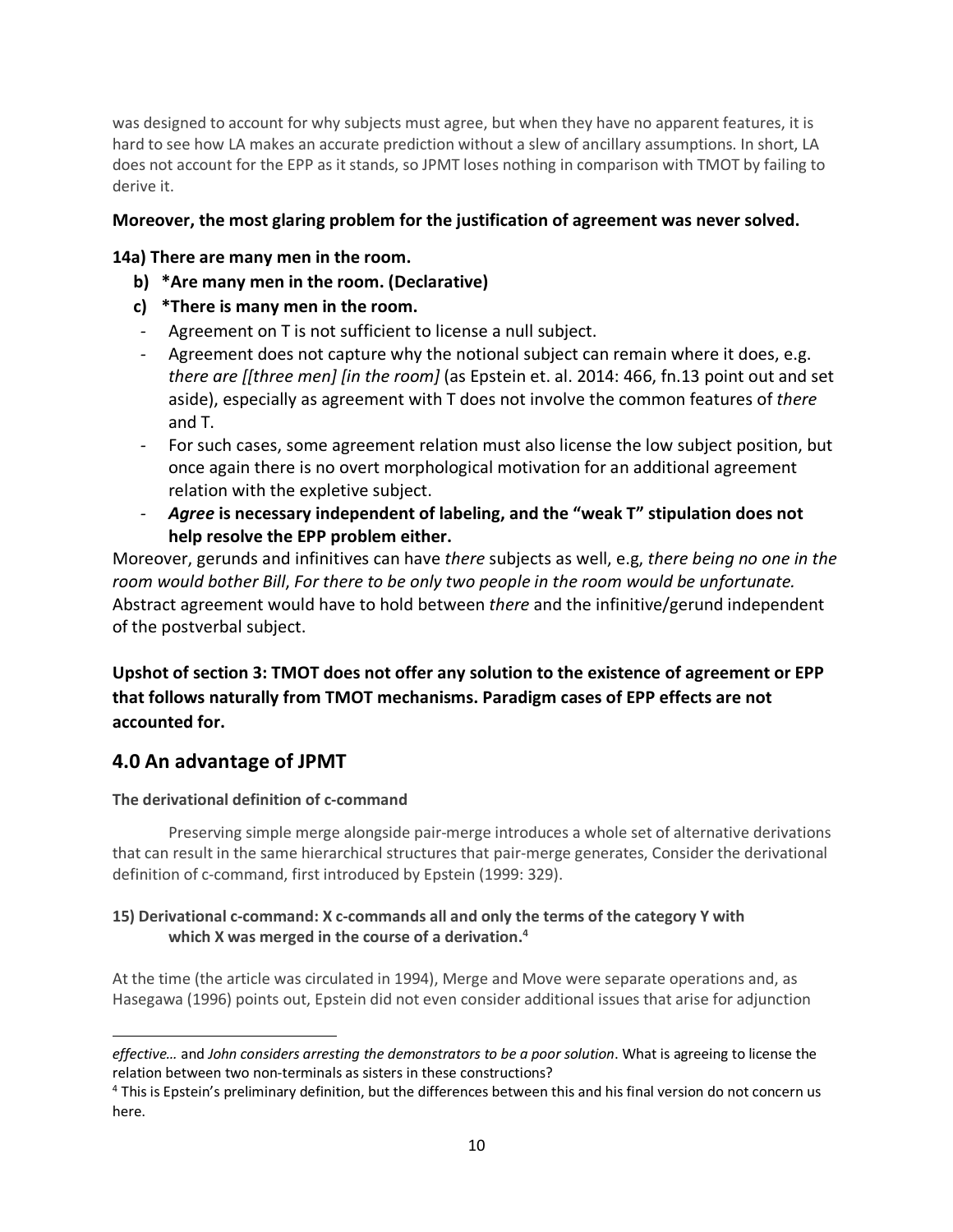was designed to account for why subjects must agree, but when they have no apparent features, it is hard to see how LA makes an accurate prediction without a slew of ancillary assumptions. In short, LA does not account for the EPP as it stands, so JPMT loses nothing in comparison with TMOT by failing to derive it.

**Moreover, the most glaring problem for the justification of agreement was never solved.**

**14a) There are many men in the room.**

**b) *Are many men in the room. (Declarative)**

**c) *There is many men in the room.**

- Agreement on T is not sufficient to license a null subject.
- Agreement does not capture why the notional subject can remain where it does, e.g. *there are [[three men] [in the room]* (as Epstein et. al. 2014: 466, fn.13 point out and set aside), especially as agreement with T does not involve the common features of *there* and T.
- For such cases, some agreement relation must also license the low subject position, but once again there is no overt morphological motivation for an additional agreement relation with the expletive subject.
- ***Agree* is necessary independent of labeling, and the "weak T" stipulation does not help resolve the EPP problem either.**

Moreover, gerunds and infinitives can have *there* subjects as well, e.g, *there being no one in the room would bother Bill*, *For there to be only two people in the room would be unfortunate.* Abstract agreement would have to hold between *there* and the infinitive/gerund independent of the postverbal subject.

**Upshot of section 3: TMOT does not offer any solution to the existence of agreement or EPP that follows naturally from TMOT mechanisms. Paradigm cases of EPP effects are not accounted for.**

## 4.0 An advantage of JPMT

**The derivational definition of c-command**

Preserving simple merge alongside pair-merge introduces a whole set of alternative derivations that can result in the same hierarchical structures that pair-merge generates, Consider the derivational definition of c-command, first introduced by Epstein (1999: 329).

**15) Derivational c-command: X c-commands all and only the terms of the category Y with which X was merged in the course of a derivation.**[4]

At the time (the article was circulated in 1994), Merge and Move were separate operations and, as Hasegawa (1996) points out, Epstein did not even consider additional issues that arise for adjunction

---

*effective…* and *John considers arresting the demonstrators to be a poor solution*. What is agreeing to license the relation between two non-terminals as sisters in these constructions?

[4] This is Epstein's preliminary definition, but the differences between this and his final version do not concern us here.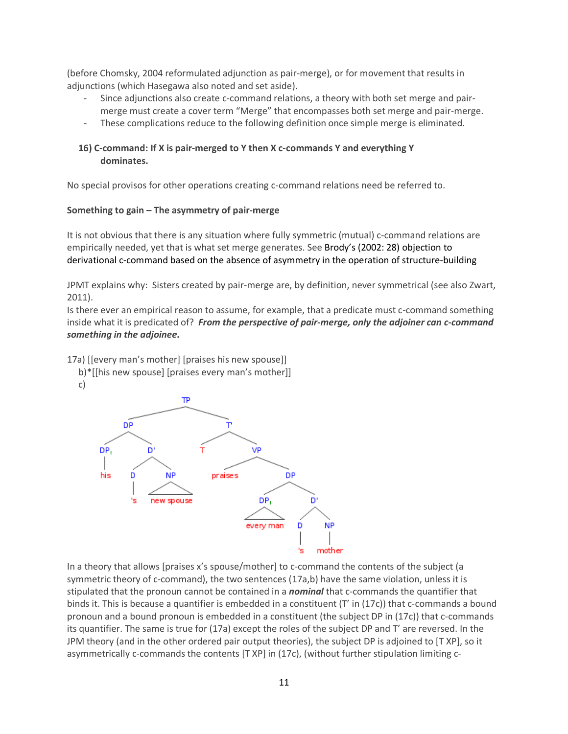(before Chomsky, 2004 reformulated adjunction as pair-merge), or for movement that results in adjunctions (which Hasegawa also noted and set aside).

- Since adjunctions also create c-command relations, a theory with both set merge and pair-merge must create a cover term "Merge" that encompasses both set merge and pair-merge.
- These complications reduce to the following definition once simple merge is eliminated.

**16) C-command: If X is pair-merged to Y then X c-commands Y and everything Y dominates.**

No special provisos for other operations creating c-command relations need be referred to.

**Something to gain – The asymmetry of pair-merge**

It is not obvious that there is any situation where fully symmetric (mutual) c-command relations are empirically needed, yet that is what set merge generates. See Brody's (2002: 28) objection to derivational c-command based on the absence of asymmetry in the operation of structure-building

JPMT explains why: Sisters created by pair-merge are, by definition, never symmetrical (see also Zwart, 2011).

Is there ever an empirical reason to assume, for example, that a predicate must c-command something inside what it is predicated of? ***From the perspective of pair-merge, only the adjoiner can c-command something in the adjoinee.***

17a) [[every man's mother] [praises his new spouse]]

b)*[[his new spouse] [praises every man's mother]]

c)

```
TP
├── DP
│   ├── DPi
│   │   └── his
│   └── D'
│       ├── D
│       │   └── 's
│       └── NP
│           └── new spouse
└── T'
    ├── T
    └── VP
        ├── praises
        └── DP
            ├── DPi
            │   └── every man
            └── D'
                ├── D
                │   └── 's
                └── NP
                    └── mother
```

In a theory that allows [praises x's spouse/mother] to c-command the contents of the subject (a symmetric theory of c-command), the two sentences (17a,b) have the same violation, unless it is stipulated that the pronoun cannot be contained in a ***nominal*** that c-commands the quantifier that binds it. This is because a quantifier is embedded in a constituent (T' in (17c)) that c-commands a bound pronoun and a bound pronoun is embedded in a constituent (the subject DP in (17c)) that c-commands its quantifier. The same is true for (17a) except the roles of the subject DP and T' are reversed. In the JPM theory (and in the other ordered pair output theories), the subject DP is adjoined to [T XP], so it asymmetrically c-commands the contents [T XP] in (17c), (without further stipulation limiting c-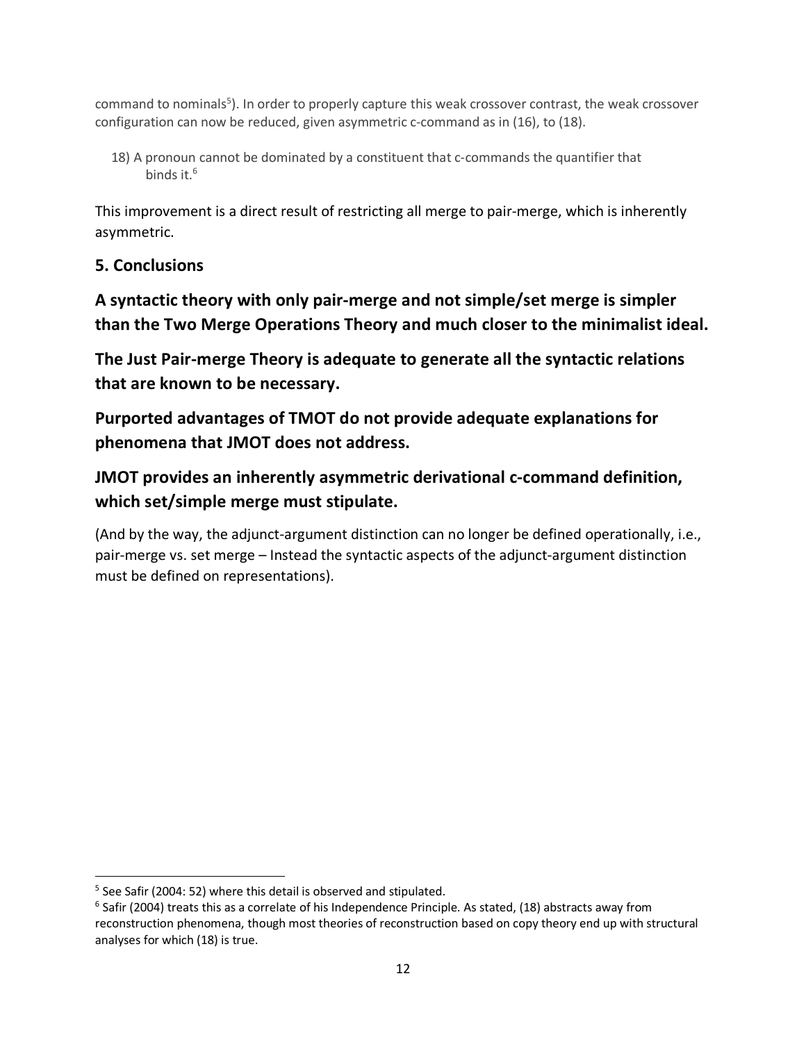command to nominals[5]). In order to properly capture this weak crossover contrast, the weak crossover configuration can now be reduced, given asymmetric c-command as in (16), to (18).

18) A pronoun cannot be dominated by a constituent that c-commands the quantifier that binds it.[6]

This improvement is a direct result of restricting all merge to pair-merge, which is inherently asymmetric.

## 5. Conclusions

**A syntactic theory with only pair-merge and not simple/set merge is simpler than the Two Merge Operations Theory and much closer to the minimalist ideal.**

**The Just Pair-merge Theory is adequate to generate all the syntactic relations that are known to be necessary.**

**Purported advantages of TMOT do not provide adequate explanations for phenomena that JMOT does not address.**

**JMOT provides an inherently asymmetric derivational c-command definition, which set/simple merge must stipulate.**

(And by the way, the adjunct-argument distinction can no longer be defined operationally, i.e., pair-merge vs. set merge – Instead the syntactic aspects of the adjunct-argument distinction must be defined on representations).

---

[5] See Safir (2004: 52) where this detail is observed and stipulated.

[6] Safir (2004) treats this as a correlate of his Independence Principle. As stated, (18) abstracts away from reconstruction phenomena, though most theories of reconstruction based on copy theory end up with structural analyses for which (18) is true.